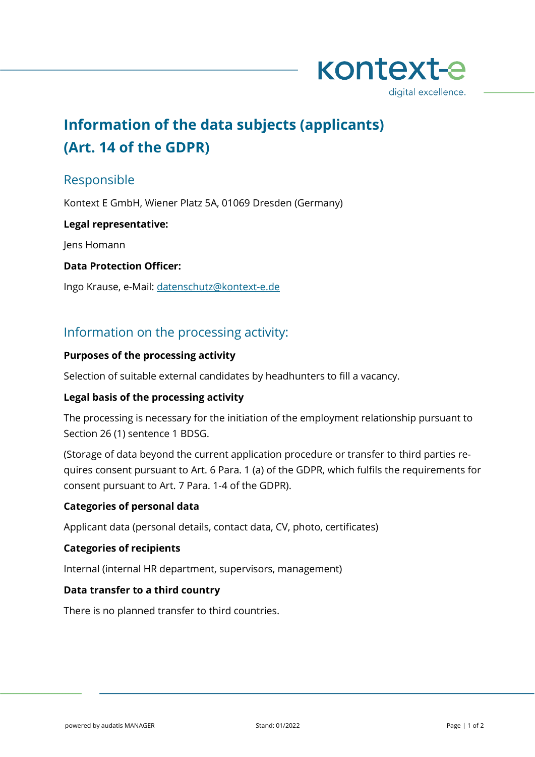# Information of the data subjects (applicants) (Art. 14 of the GDPR)

## Responsible

Kontext E GmbH, Wiener Platz 5A, 01069 Dresden (Germany)

**Legal representative:**

Jens Homann

**Data Protection Officer:**

Ingo Krause, e-Mail: datenschutz@kontext-e.de

## Information on the processing activity:

**Purposes of the processing activity**

Selection of suitable external candidates by headhunters to fill a vacancy.

**Legal basis of the processing activity**

The processing is necessary for the initiation of the employment relationship pursuant to Section 26 (1) sentence 1 BDSG.

(Storage of data beyond the current application procedure or transfer to third parties requires consent pursuant to Art. 6 Para. 1 (a) of the GDPR, which fulfils the requirements for consent pursuant to Art. 7 Para. 1-4 of the GDPR).

**Categories of personal data**

Applicant data (personal details, contact data, CV, photo, certificates)

**Categories of recipients**

Internal (internal HR department, supervisors, management)

**Data transfer to a third country**

There is no planned transfer to third countries.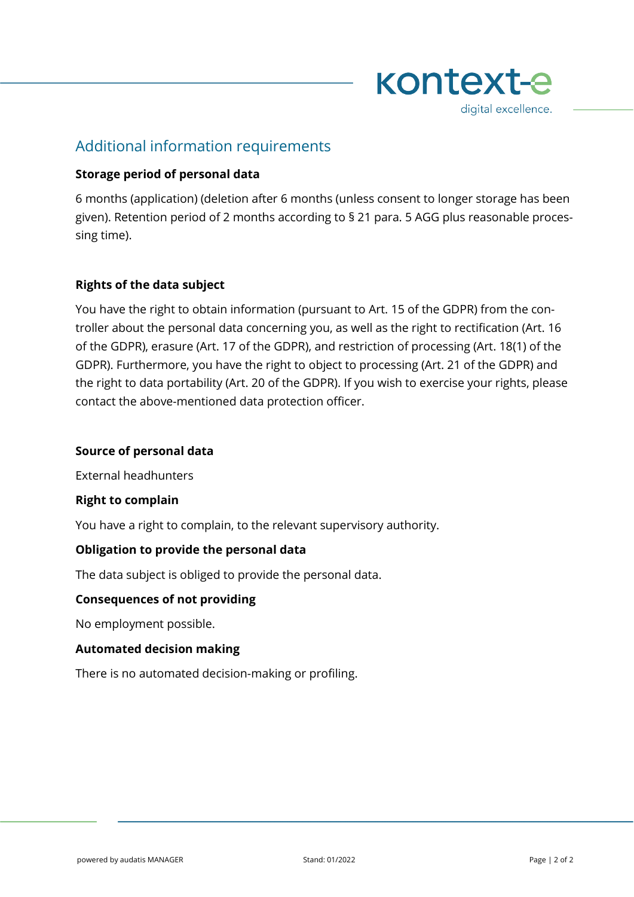## Additional information requirements

**Storage period of personal data**

6 months (application) (deletion after 6 months (unless consent to longer storage has been given). Retention period of 2 months according to § 21 para. 5 AGG plus reasonable processing time).

**Rights of the data subject**

You have the right to obtain information (pursuant to Art. 15 of the GDPR) from the controller about the personal data concerning you, as well as the right to rectification (Art. 16 of the GDPR), erasure (Art. 17 of the GDPR), and restriction of processing (Art. 18(1) of the GDPR). Furthermore, you have the right to object to processing (Art. 21 of the GDPR) and the right to data portability (Art. 20 of the GDPR). If you wish to exercise your rights, please contact the above-mentioned data protection officer.

**Source of personal data**

External headhunters

**Right to complain**

You have a right to complain, to the relevant supervisory authority.

**Obligation to provide the personal data**

The data subject is obliged to provide the personal data.

**Consequences of not providing**

No employment possible.

**Automated decision making**

There is no automated decision-making or profiling.